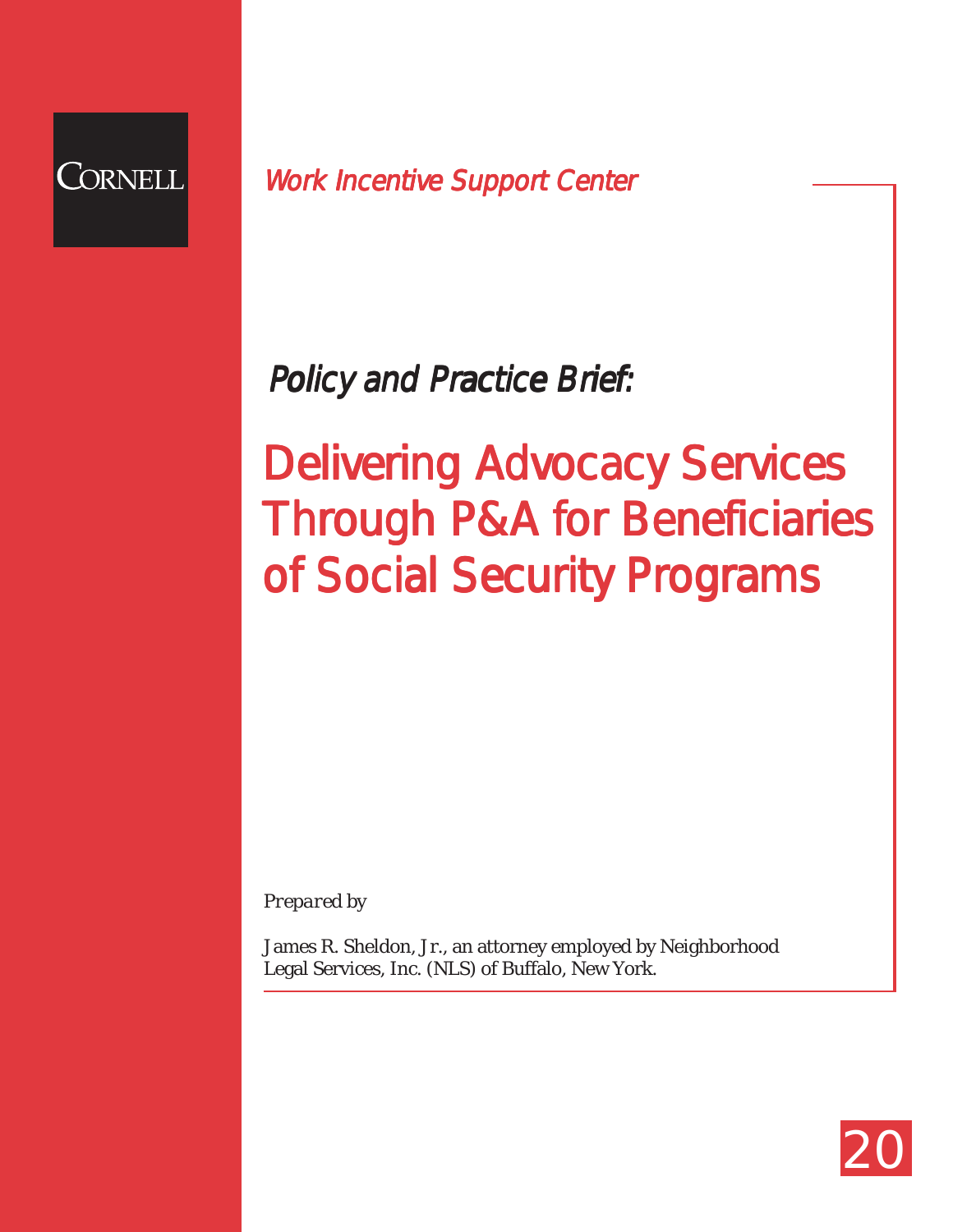CORNELL

*Work Incentive Support Center*

*Policy and Practice Brief:*

# Delivering Advocacy Services Through P&A for Beneficiaries of Social Security Programs

*Prepared by*

James R. Sheldon, Jr., an attorney employed by Neighborhood Legal Services, Inc. (NLS) of Buffalo, New York.

20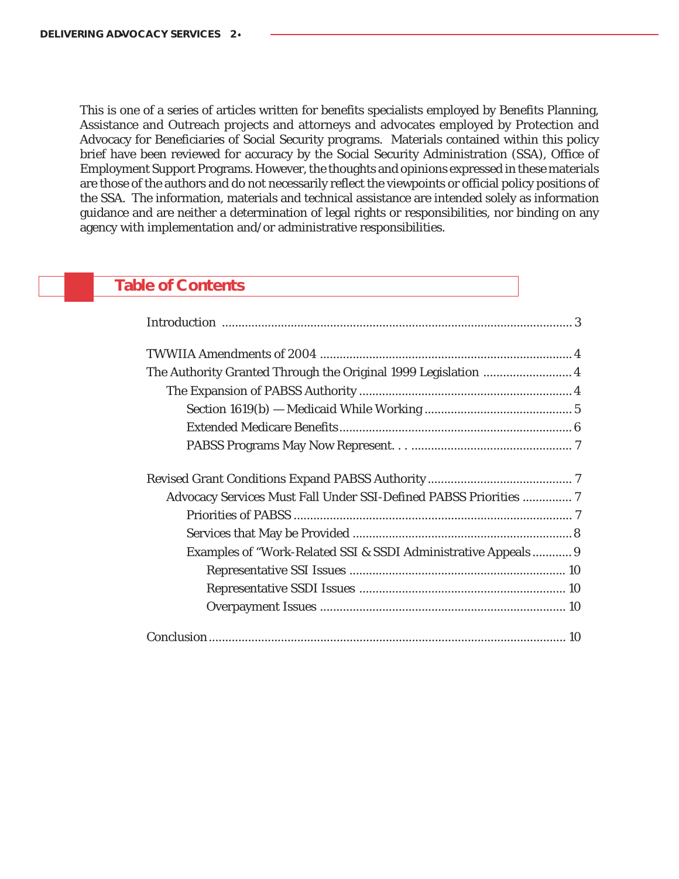This is one of a series of articles written for benefits specialists employed by Benefits Planning, Assistance and Outreach projects and attorneys and advocates employed by Protection and Advocacy for Beneficiaries of Social Security programs. Materials contained within this policy brief have been reviewed for accuracy by the Social Security Administration (SSA), Office of Employment Support Programs. However, the thoughts and opinions expressed in these materials are those of the authors and do not necessarily reflect the viewpoints or official policy positions of the SSA. The information, materials and technical assistance are intended solely as information guidance and are neither a determination of legal rights or responsibilities, nor binding on any agency with implementation and/or administrative responsibilities.

## Table of Contents

- Introduction ..... 3
- TWWIIA Amendments of 2004 ..... 4
- The Authority Granted Through the Original 1999 Legislation ..... 4
  - The Expansion of PABSS Authority ..... 4
    - Section 1619(b) — Medicaid While Working ..... 5
    - Extended Medicare Benefits ..... 6
    - PABSS Programs May Now Represent. . . ..... 7
- Revised Grant Conditions Expand PABSS Authority ..... 7
  - Advocacy Services Must Fall Under SSI-Defined PABSS Priorities ..... 7
    - Priorities of PABSS ..... 7
    - Services that May be Provided ..... 8
    - Examples of "Work-Related SSI & SSDI Administrative Appeals ..... 9
      - Representative SSI Issues ..... 10
      - Representative SSDI Issues ..... 10
      - Overpayment Issues ..... 10
- Conclusion ..... 10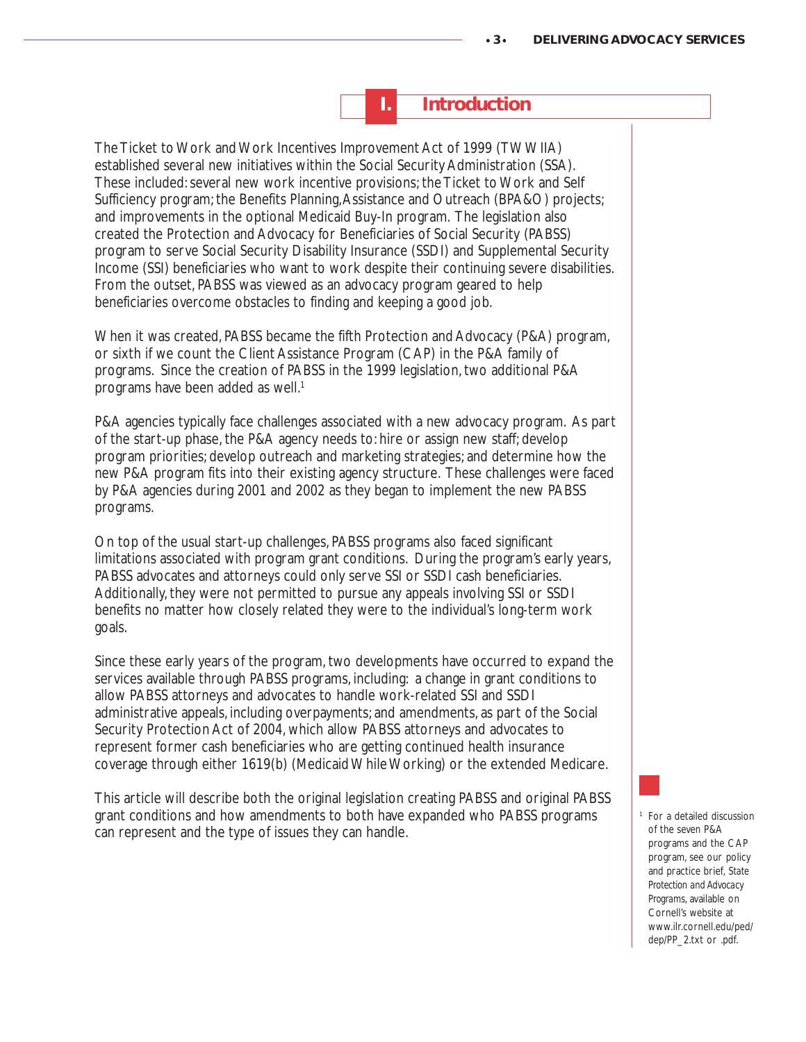# I. Introduction

The Ticket to Work and Work Incentives Improvement Act of 1999 (TWWIIA) established several new initiatives within the Social Security Administration (SSA). These included: several new work incentive provisions; the Ticket to Work and Self Sufficiency program; the Benefits Planning, Assistance and Outreach (BPA&O) projects; and improvements in the optional Medicaid Buy-In program. The legislation also created the Protection and Advocacy for Beneficiaries of Social Security (PABSS) program to serve Social Security Disability Insurance (SSDI) and Supplemental Security Income (SSI) beneficiaries who want to work despite their continuing severe disabilities. From the outset, PABSS was viewed as an advocacy program geared to help beneficiaries overcome obstacles to finding and keeping a good job.

When it was created, PABSS became the fifth Protection and Advocacy (P&A) program, or sixth if we count the Client Assistance Program (CAP) in the P&A family of programs. Since the creation of PABSS in the 1999 legislation, two additional P&A programs have been added as well.[1]

P&A agencies typically face challenges associated with a new advocacy program. As part of the start-up phase, the P&A agency needs to: hire or assign new staff; develop program priorities; develop outreach and marketing strategies; and determine how the new P&A program fits into their existing agency structure. These challenges were faced by P&A agencies during 2001 and 2002 as they began to implement the new PABSS programs.

On top of the usual start-up challenges, PABSS programs also faced significant limitations associated with program grant conditions. During the program's early years, PABSS advocates and attorneys could only serve SSI or SSDI cash beneficiaries. Additionally, they were not permitted to pursue any appeals involving SSI or SSDI benefits no matter how closely related they were to the individual's long-term work goals.

Since these early years of the program, two developments have occurred to expand the services available through PABSS programs, including: a change in grant conditions to allow PABSS attorneys and advocates to handle work-related SSI and SSDI administrative appeals, including overpayments; and amendments, as part of the Social Security Protection Act of 2004, which allow PABSS attorneys and advocates to represent former cash beneficiaries who are getting continued health insurance coverage through either 1619(b) (Medicaid While Working) or the extended Medicare.

This article will describe both the original legislation creating PABSS and original PABSS grant conditions and how amendments to both have expanded who PABSS programs can represent and the type of issues they can handle.

[1] For a detailed discussion of the seven P&A programs and the CAP program, see our policy and practice brief, *State Protection and Advocacy Programs*, available on Cornell's website at www.ilr.cornell.edu/ped/dep/PP_2.txt or .pdf.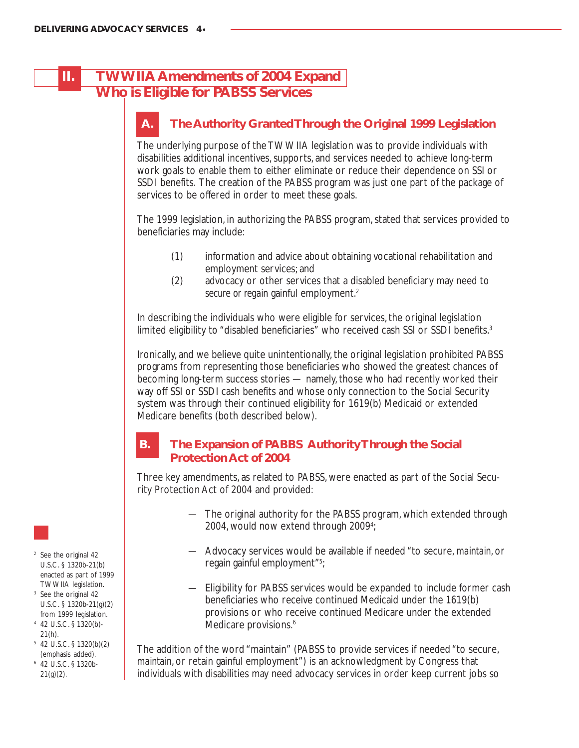## II. TWWIIA Amendments of 2004 Expand Who is Eligible for PABSS Services

### A. The Authority Granted Through the Original 1999 Legislation

The underlying purpose of the TWWIIA legislation was to provide individuals with disabilities additional incentives, supports, and services needed to achieve long-term work goals to enable them to either eliminate or reduce their dependence on SSI or SSDI benefits. The creation of the PABSS program was just one part of the package of services to be offered in order to meet these goals.

The 1999 legislation, in authorizing the PABSS program, stated that services provided to beneficiaries may include:

(1) information and advice about obtaining vocational rehabilitation and employment services; and

(2) advocacy or other services that a disabled beneficiary may need to secure or regain gainful employment.[2]

In describing the individuals who were eligible for services, the original legislation limited eligibility to "disabled beneficiaries" who received cash SSI or SSDI benefits.[3]

Ironically, and we believe quite unintentionally, the original legislation prohibited PABSS programs from representing those beneficiaries who showed the greatest chances of becoming long-term success stories — namely, those who had recently worked their way off SSI or SSDI cash benefits and whose only connection to the Social Security system was through their continued eligibility for 1619(b) Medicaid or extended Medicare benefits (both described below).

### B. The Expansion of PABBS Authority Through the Social Protection Act of 2004

Three key amendments, as related to PABSS, were enacted as part of the Social Security Protection Act of 2004 and provided:

— The original authority for the PABSS program, which extended through 2004, would now extend through 2009[4];

— Advocacy services would be available if needed "to secure, *maintain*, or regain gainful employment"[5];

— Eligibility for PABSS services would be expanded to include former cash beneficiaries who receive continued Medicaid under the 1619(b) provisions or who receive continued Medicare under the extended Medicare provisions.[6]

The addition of the word "maintain" (PABSS to provide services if needed "to secure, maintain, or retain gainful employment") is an acknowledgment by Congress that individuals with disabilities may need advocacy services in order keep current jobs so

[2] See the original 42 U.S.C. § 1320b-21(b) enacted as part of 1999 TWWIIA legislation.

[3] See the original 42 U.S.C. § 1320b-21(g)(2) from 1999 legislation.

[4] 42 U.S.C. § 1320(b)-21(h).

[5] 42 U.S.C. § 1320(b)(2) (emphasis added).

[6] 42 U.S.C. § 1320b-21(g)(2).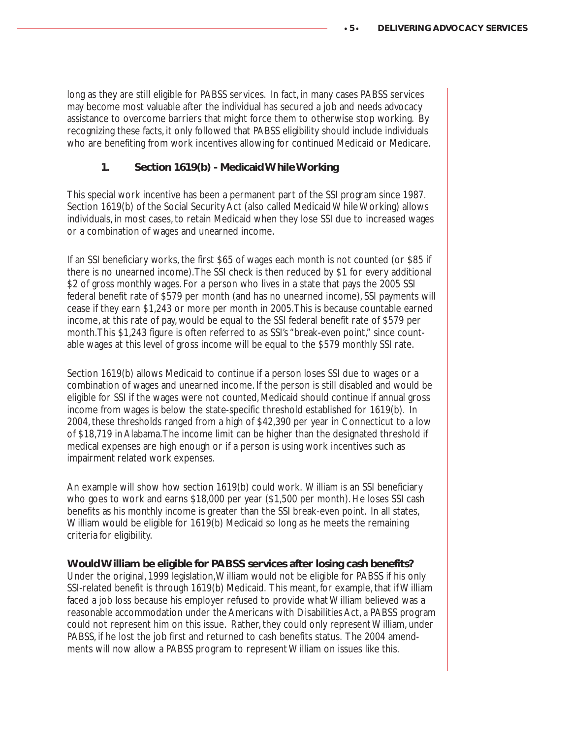long as they are still eligible for PABSS services. In fact, in many cases PABSS services may become most valuable after the individual has secured a job and needs advocacy assistance to overcome barriers that might force them to otherwise stop working. By recognizing these facts, it only followed that PABSS eligibility should include individuals who are benefiting from work incentives allowing for continued Medicaid or Medicare.

### 1. Section 1619(b) - Medicaid While Working

This special work incentive has been a permanent part of the SSI program since 1987. Section 1619(b) of the Social Security Act (also called Medicaid While Working) allows individuals, in most cases, to retain Medicaid when they lose SSI due to increased wages or a combination of wages and unearned income.

If an SSI beneficiary works, the first $65 of wages each month is not counted (or $85 if there is no unearned income). The SSI check is then reduced by $1 for every additional $2 of gross monthly wages. For a person who lives in a state that pays the 2005 SSI federal benefit rate of $579 per month (and has no unearned income), SSI payments will cease if they earn $1,243 or more per month in 2005. This is because countable earned income, at this rate of pay, would be equal to the SSI federal benefit rate of $579 per month. This $1,243 figure is often referred to as SSI's "break-even point," since countable wages at this level of gross income will be equal to the $579 monthly SSI rate.

Section 1619(b) allows Medicaid to continue if a person loses SSI due to wages or a combination of wages and unearned income. If the person is still disabled and would be eligible for SSI if the wages were not counted, Medicaid should continue if annual gross income from wages is below the state-specific threshold established for 1619(b). In 2004, these thresholds ranged from a high of $42,390 per year in Connecticut to a low of $18,719 in Alabama. The income limit can be higher than the designated threshold if medical expenses are high enough or if a person is using work incentives such as impairment related work expenses.

An example will show how section 1619(b) could work. William is an SSI beneficiary who goes to work and earns $18,000 per year ($1,500 per month). He loses SSI cash benefits as his monthly income is greater than the SSI break-even point. In all states, William would be eligible for 1619(b) Medicaid so long as he meets the remaining criteria for eligibility.

**Would William be eligible for PABSS services after losing cash benefits?**

Under the original, 1999 legislation, William would not be eligible for PABSS if his only SSI-related benefit is through 1619(b) Medicaid. This meant, for example, that if William faced a job loss because his employer refused to provide what William believed was a reasonable accommodation under the Americans with Disabilities Act, a PABSS program could not represent him on this issue. Rather, they could only represent William, under PABSS, if he lost the job first and returned to cash benefits status. The 2004 amendments will now allow a PABSS program to represent William on issues like this.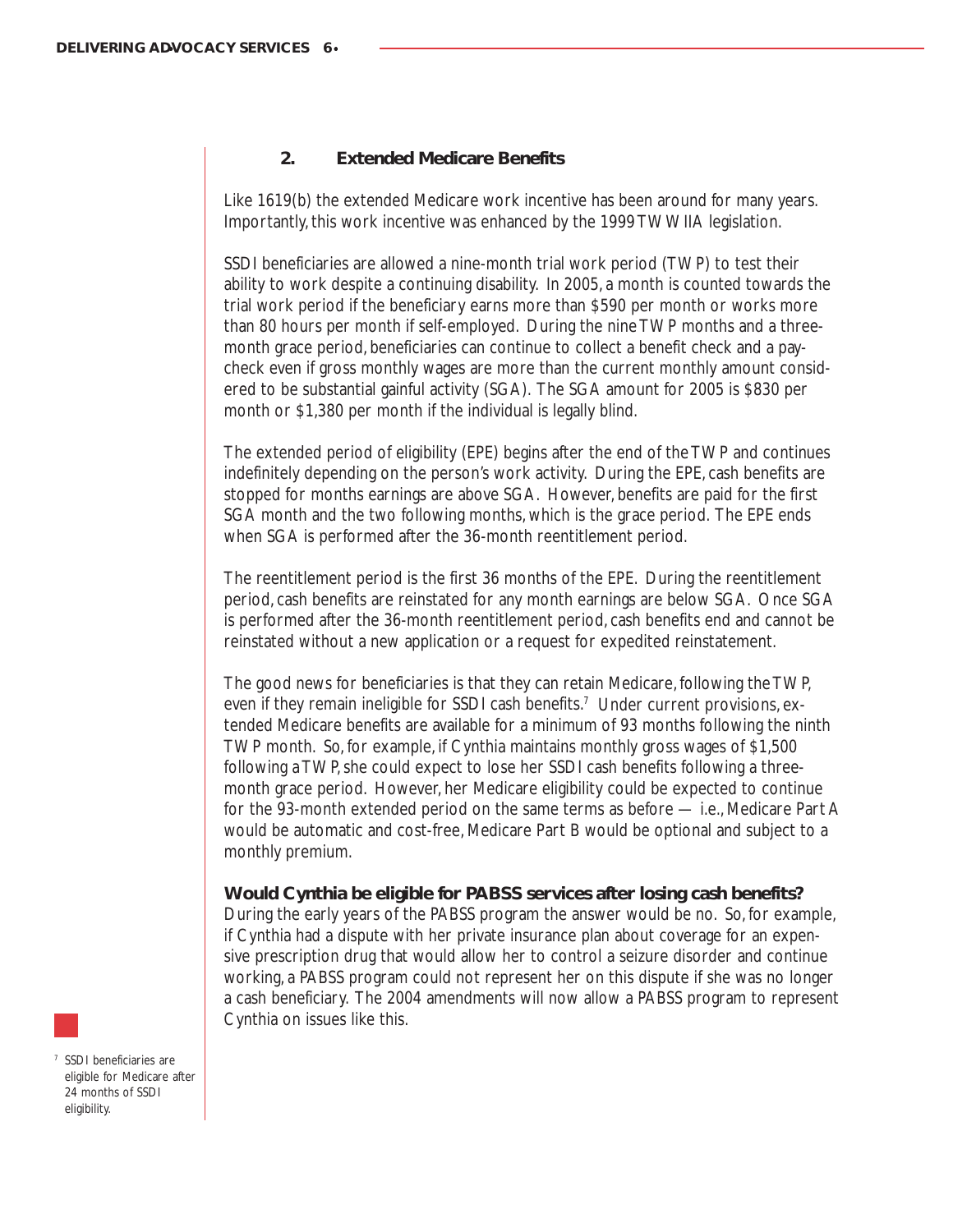### 2. Extended Medicare Benefits

Like 1619(b) the extended Medicare work incentive has been around for many years. Importantly, this work incentive was enhanced by the 1999 TWWIIA legislation.

SSDI beneficiaries are allowed a nine-month trial work period (TWP) to test their ability to work despite a continuing disability. In 2005, a month is counted towards the trial work period if the beneficiary earns more than $590 per month or works more than 80 hours per month if self-employed. During the nine TWP months and a three-month grace period, beneficiaries can continue to collect a benefit check and a paycheck even if gross monthly wages are more than the current monthly amount considered to be substantial gainful activity (SGA). The SGA amount for 2005 is $830 per month or $1,380 per month if the individual is legally blind.

The extended period of eligibility (EPE) begins after the end of the TWP and continues indefinitely depending on the person's work activity. During the EPE, cash benefits are stopped for months earnings are above SGA. However, benefits are paid for the first SGA month and the two following months, which is the grace period. The EPE ends when SGA is performed after the 36-month reentitlement period.

The reentitlement period is the first 36 months of the EPE. During the reentitlement period, cash benefits are reinstated for any month earnings are below SGA. Once SGA is performed after the 36-month reentitlement period, cash benefits end and cannot be reinstated without a new application or a request for expedited reinstatement.

The good news for beneficiaries is that they can retain Medicare, following the TWP, even if they remain ineligible for SSDI cash benefits.[7] Under current provisions, extended Medicare benefits are available for a minimum of 93 months following the ninth TWP month. So, for example, if Cynthia maintains monthly gross wages of $1,500 following a TWP, she could expect to lose her SSDI cash benefits following a three-month grace period. However, her Medicare eligibility could be expected to continue for the 93-month extended period on the same terms as before — i.e., Medicare Part A would be automatic and cost-free, Medicare Part B would be optional and subject to a monthly premium.

**Would Cynthia be eligible for PABSS services after losing cash benefits?**
During the early years of the PABSS program the answer would be no. So, for example, if Cynthia had a dispute with her private insurance plan about coverage for an expensive prescription drug that would allow her to control a seizure disorder and continue working, a PABSS program could not represent her on this dispute if she was no longer a cash beneficiary. The 2004 amendments will now allow a PABSS program to represent Cynthia on issues like this.

[7] SSDI beneficiaries are eligible for Medicare after 24 months of SSDI eligibility.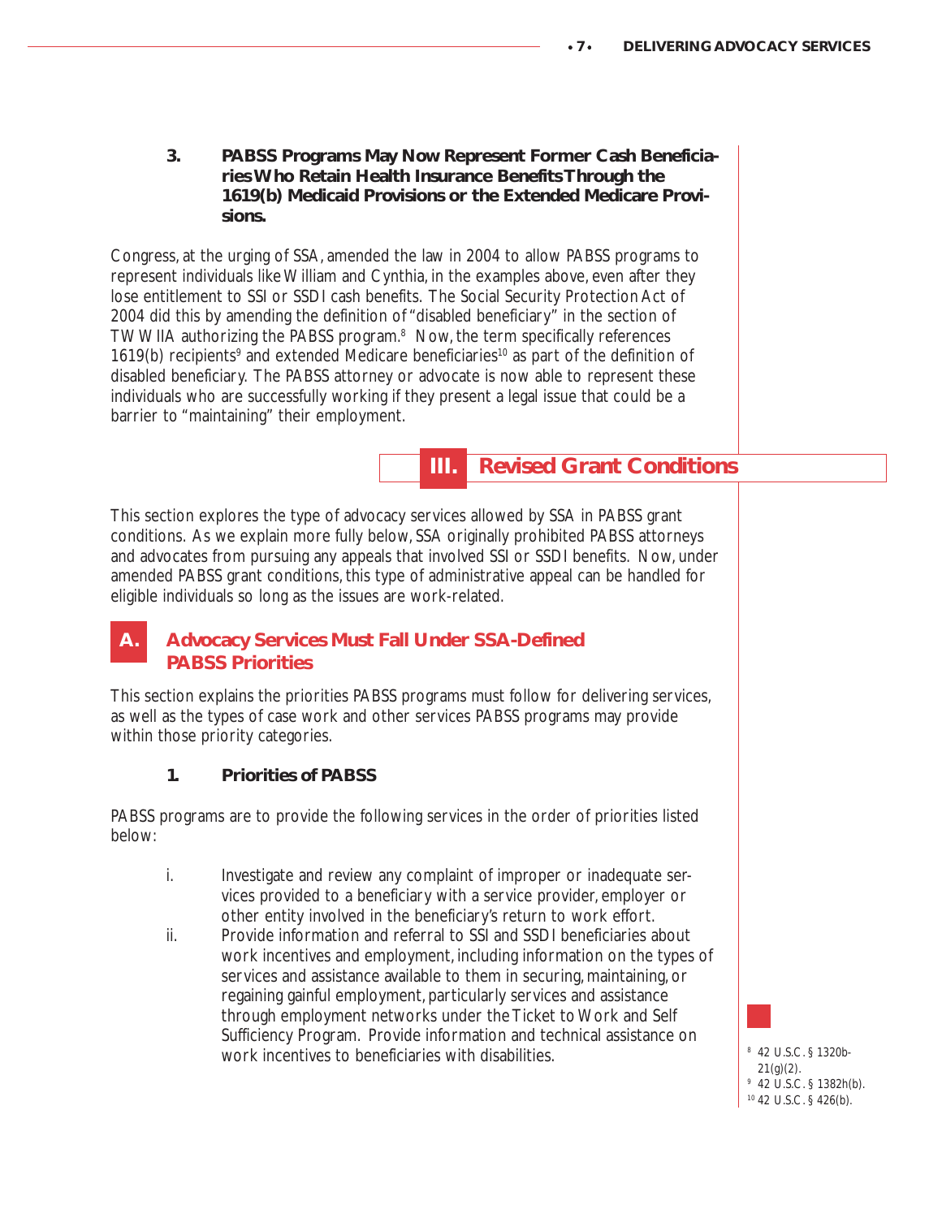### 3. PABSS Programs May Now Represent Former Cash Beneficiaries Who Retain Health Insurance Benefits Through the 1619(b) Medicaid Provisions or the Extended Medicare Provisions.

Congress, at the urging of SSA, amended the law in 2004 to allow PABSS programs to represent individuals like William and Cynthia, in the examples above, even after they lose entitlement to SSI or SSDI cash benefits. The Social Security Protection Act of 2004 did this by amending the definition of "disabled beneficiary" in the section of TWWIIA authorizing the PABSS program.[8] Now, the term specifically references 1619(b) recipients[9] and extended Medicare beneficiaries[10] as part of the definition of disabled beneficiary. The PABSS attorney or advocate is now able to represent these individuals who are successfully working if they present a legal issue that could be a barrier to "maintaining" their employment.

## III. Revised Grant Conditions

This section explores the type of advocacy services allowed by SSA in PABSS grant conditions. As we explain more fully below, SSA originally prohibited PABSS attorneys and advocates from pursuing any appeals that involved SSI or SSDI benefits. Now, under amended PABSS grant conditions, this type of administrative appeal can be handled for eligible individuals so long as the issues are work-related.

## A. Advocacy Services Must Fall Under SSA-Defined PABSS Priorities

This section explains the priorities PABSS programs must follow for delivering services, as well as the types of case work and other services PABSS programs may provide within those priority categories.

### 1. Priorities of PABSS

PABSS programs are to provide the following services in the order of priorities listed below:

i. Investigate and review any complaint of improper or inadequate services provided to a beneficiary with a service provider, employer or other entity involved in the beneficiary's return to work effort.

ii. Provide information and referral to SSI and SSDI beneficiaries about work incentives and employment, including information on the types of services and assistance available to them in securing, maintaining, or regaining gainful employment, particularly services and assistance through employment networks under the Ticket to Work and Self Sufficiency Program. Provide information and technical assistance on work incentives to beneficiaries with disabilities.

[8] 42 U.S.C. § 1320b-21(g)(2).

[9] 42 U.S.C. § 1382h(b).

[10] 42 U.S.C. § 426(b).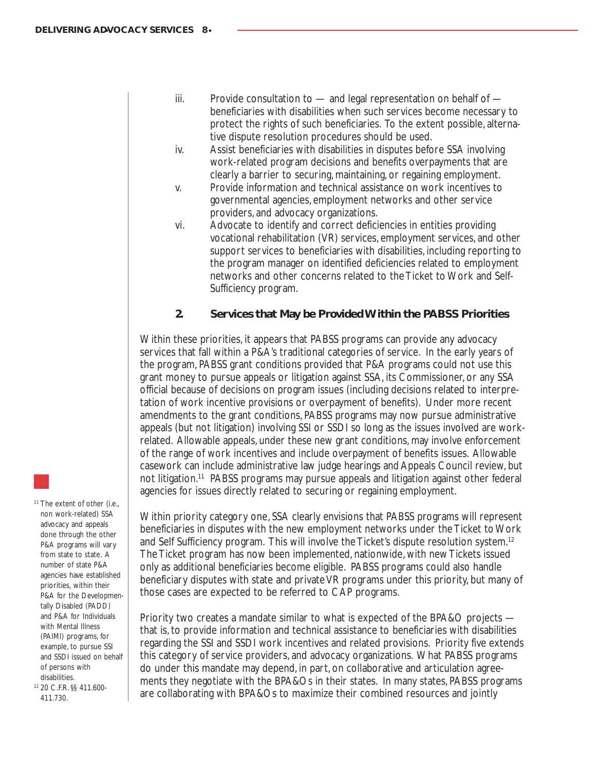iii. Provide consultation to — and legal representation on behalf of — beneficiaries with disabilities when such services become necessary to protect the rights of such beneficiaries. To the extent possible, alternative dispute resolution procedures should be used.

iv. Assist beneficiaries with disabilities in disputes before SSA involving work-related program decisions and benefits overpayments that are clearly a barrier to securing, maintaining, or regaining employment.

v. Provide information and technical assistance on work incentives to governmental agencies, employment networks and other service providers, and advocacy organizations.

vi. Advocate to identify and correct deficiencies in entities providing vocational rehabilitation (VR) services, employment services, and other support services to beneficiaries with disabilities, including reporting to the program manager on identified deficiencies related to employment networks and other concerns related to the Ticket to Work and Self-Sufficiency program.

### 2. Services that May be Provided Within the PABSS Priorities

Within these priorities, it appears that PABSS programs can provide any advocacy services that fall within a P&A's traditional categories of service. In the early years of the program, PABSS grant conditions provided that P&A programs could not use this grant money to pursue appeals or litigation against SSA, its Commissioner, or any SSA official because of decisions on program issues (including decisions related to interpretation of work incentive provisions or overpayment of benefits). Under more recent amendments to the grant conditions, PABSS programs may now pursue administrative appeals (but not litigation) involving SSI or SSDI so long as the issues involved are work-related. Allowable appeals, under these new grant conditions, may involve enforcement of the range of work incentives and include overpayment of benefits issues. Allowable casework can include administrative law judge hearings and Appeals Council review, but not litigation.[11] PABSS programs may pursue appeals and litigation against other federal agencies for issues directly related to securing or regaining employment.

Within priority category one, SSA clearly envisions that PABSS programs will represent beneficiaries in disputes with the new employment networks under the Ticket to Work and Self Sufficiency program. This will involve the Ticket's dispute resolution system.[12] The Ticket program has now been implemented, nationwide, with new Tickets issued only as additional beneficiaries become eligible. PABSS programs could also handle beneficiary disputes with state and private VR programs under this priority, but many of those cases are expected to be referred to CAP programs.

Priority two creates a mandate similar to what is expected of the BPA&O projects — that is, to provide information and technical assistance to beneficiaries with disabilities regarding the SSI and SSDI work incentives and related provisions. Priority five extends this category of service providers, and advocacy organizations. What PABSS programs do under this mandate may depend, in part, on collaborative and articulation agreements they negotiate with the BPA&Os in their states. In many states, PABSS programs are collaborating with BPA&Os to maximize their combined resources and jointly

---

[11] The extent of other (i.e., non work-related) SSA advocacy and appeals done through the other P&A programs will vary from state to state. A number of state P&A agencies have established priorities, within their P&A for the Developmentally Disabled (PADD) and P&A for Individuals with Mental Illness (PAIMI) programs, for example, to pursue SSI and SSDI issued on behalf of persons with disabilities.

[12] 20 C.F.R. §§ 411.600-411.730.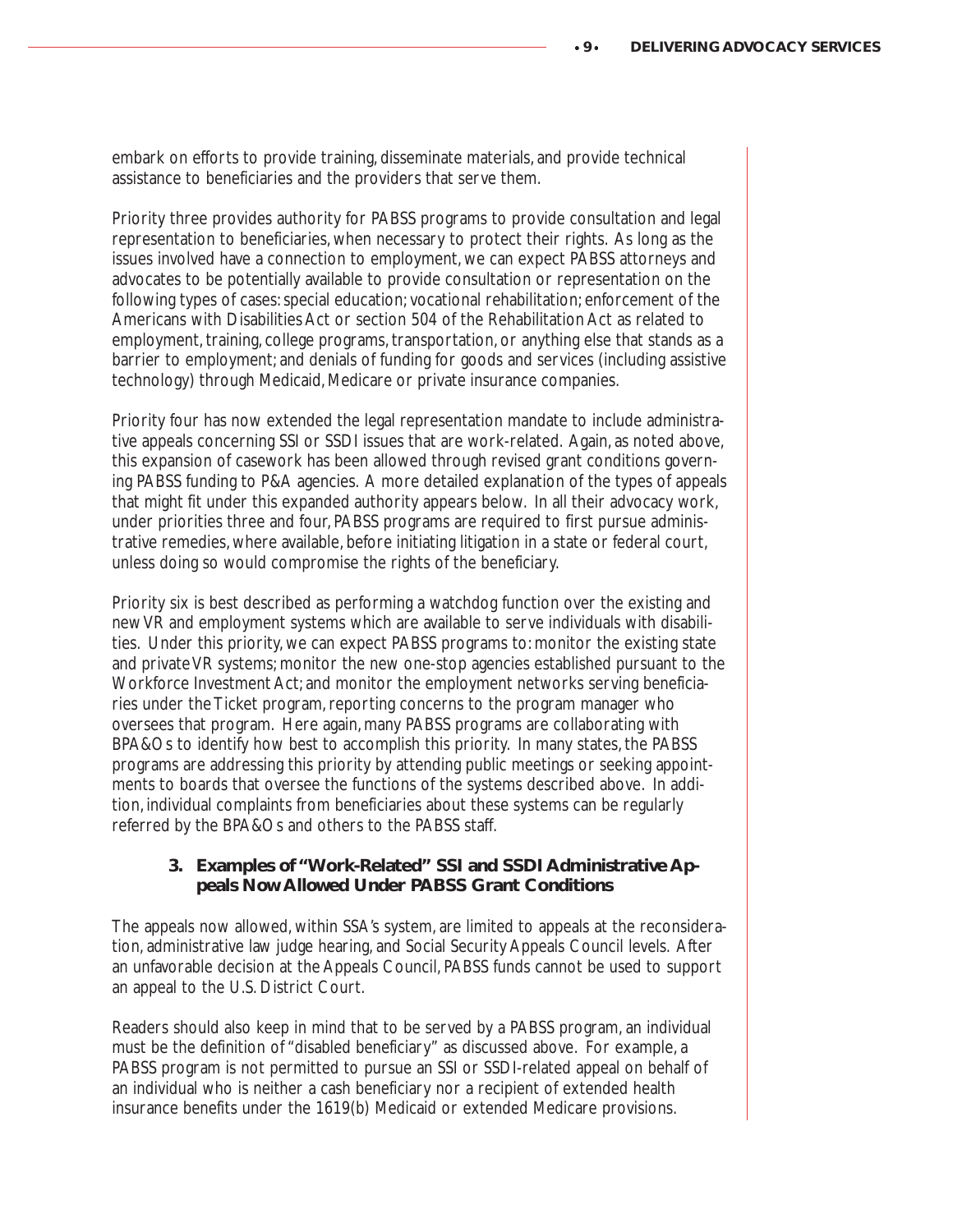embark on efforts to provide training, disseminate materials, and provide technical assistance to beneficiaries and the providers that serve them.

Priority three provides authority for PABSS programs to provide consultation and legal representation to beneficiaries, when necessary to protect their rights. As long as the issues involved have a connection to employment, we can expect PABSS attorneys and advocates to be potentially available to provide consultation or representation on the following types of cases: special education; vocational rehabilitation; enforcement of the Americans with Disabilities Act or section 504 of the Rehabilitation Act as related to employment, training, college programs, transportation, or anything else that stands as a barrier to employment; and denials of funding for goods and services (including assistive technology) through Medicaid, Medicare or private insurance companies.

Priority four has now extended the legal representation mandate to include administrative appeals concerning SSI or SSDI issues that are work-related. Again, as noted above, this expansion of casework has been allowed through revised grant conditions governing PABSS funding to P&A agencies. A more detailed explanation of the types of appeals that might fit under this expanded authority appears below. In all their advocacy work, under priorities three and four, PABSS programs are required to first pursue administrative remedies, where available, before initiating litigation in a state or federal court, unless doing so would compromise the rights of the beneficiary.

Priority six is best described as performing a watchdog function over the existing and new VR and employment systems which are available to serve individuals with disabilities. Under this priority, we can expect PABSS programs to: monitor the existing state and private VR systems; monitor the new one-stop agencies established pursuant to the Workforce Investment Act; and monitor the employment networks serving beneficiaries under the Ticket program, reporting concerns to the program manager who oversees that program. Here again, many PABSS programs are collaborating with BPA&Os to identify how best to accomplish this priority. In many states, the PABSS programs are addressing this priority by attending public meetings or seeking appointments to boards that oversee the functions of the systems described above. In addition, individual complaints from beneficiaries about these systems can be regularly referred by the BPA&Os and others to the PABSS staff.

### 3. Examples of "Work-Related" SSI and SSDI Administrative Appeals Now Allowed Under PABSS Grant Conditions

The appeals now allowed, within SSA's system, are limited to appeals at the reconsideration, administrative law judge hearing, and Social Security Appeals Council levels. After an unfavorable decision at the Appeals Council, PABSS funds cannot be used to support an appeal to the U.S. District Court.

Readers should also keep in mind that to be served by a PABSS program, an individual must be the definition of "disabled beneficiary" as discussed above. For example, a PABSS program is not permitted to pursue an SSI or SSDI-related appeal on behalf of an individual who is neither a cash beneficiary nor a recipient of extended health insurance benefits under the 1619(b) Medicaid or extended Medicare provisions.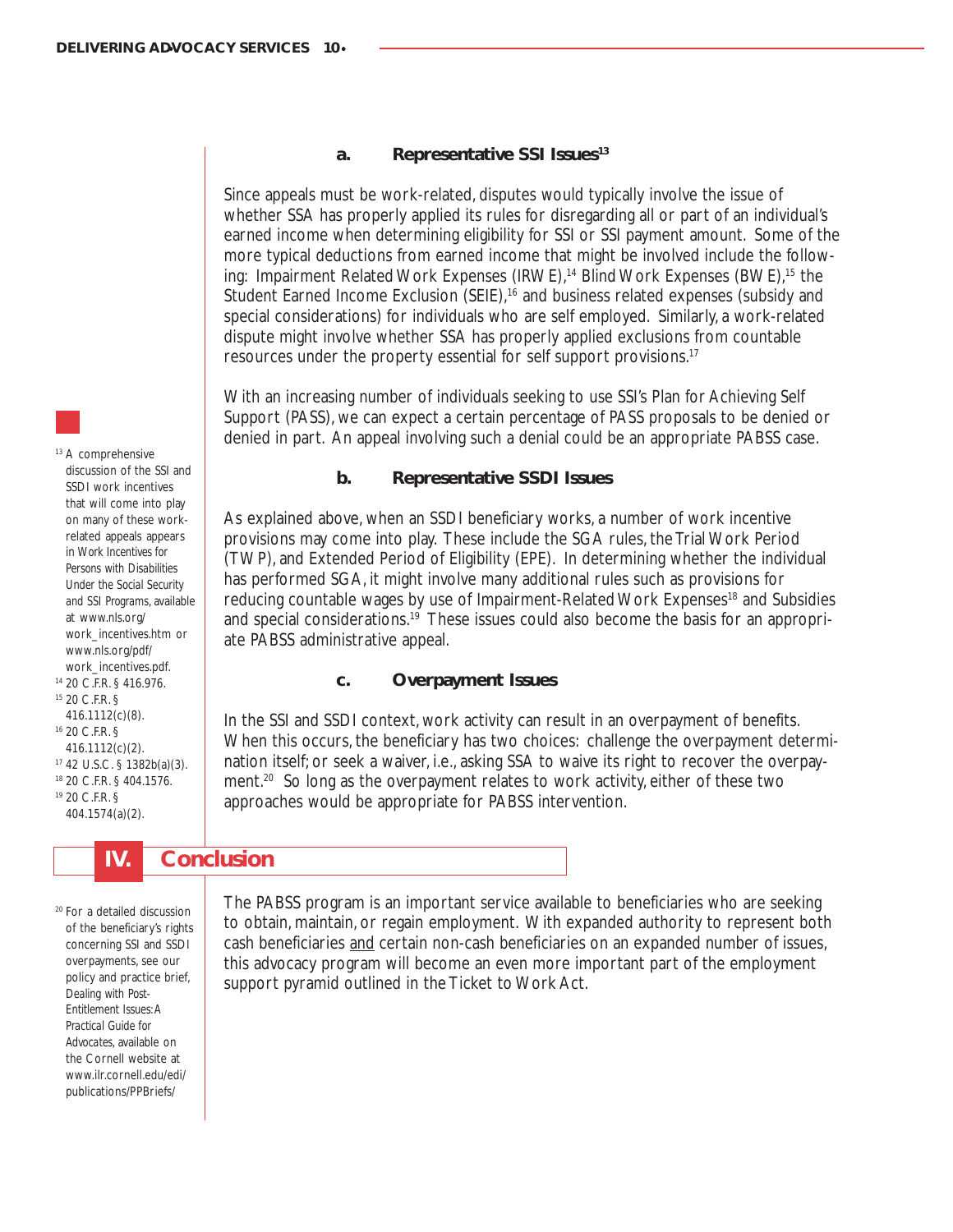### a. Representative SSI Issues[13]

Since appeals must be work-related, disputes would typically involve the issue of whether SSA has properly applied its rules for disregarding all or part of an individual's earned income when determining eligibility for SSI or SSI payment amount. Some of the more typical deductions from earned income that might be involved include the following: Impairment Related Work Expenses (IRWE),[14] Blind Work Expenses (BWE),[15] the Student Earned Income Exclusion (SEIE),[16] and business related expenses (subsidy and special considerations) for individuals who are self employed. Similarly, a work-related dispute might involve whether SSA has properly applied exclusions from countable resources under the property essential for self support provisions.[17]

With an increasing number of individuals seeking to use SSI's Plan for Achieving Self Support (PASS), we can expect a certain percentage of PASS proposals to be denied or denied in part. An appeal involving such a denial could be an appropriate PABSS case.

### b. Representative SSDI Issues

As explained above, when an SSDI beneficiary works, a number of work incentive provisions may come into play. These include the SGA rules, the Trial Work Period (TWP), and Extended Period of Eligibility (EPE). In determining whether the individual has performed SGA, it might involve many additional rules such as provisions for reducing countable wages by use of Impairment-Related Work Expenses[18] and Subsidies and special considerations.[19] These issues could also become the basis for an appropriate PABSS administrative appeal.

### c. Overpayment Issues

In the SSI and SSDI context, work activity can result in an overpayment of benefits. When this occurs, the beneficiary has two choices: challenge the overpayment determination itself; or seek a waiver, i.e., asking SSA to waive its right to recover the overpayment.[20] So long as the overpayment relates to work activity, either of these two approaches would be appropriate for PABSS intervention.

[13] A comprehensive discussion of the SSI and SSDI work incentives that will come into play on many of these work-related appeals appears in Work Incentives for Persons with Disabilities Under the Social Security and SSI Programs, available at www.nls.org/work_incentives.htm or www.nls.org/pdf/work_incentives.pdf.

[14] 20 C.F.R. § 416.976.

[15] 20 C.F.R. § 416.1112(c)(8).

[16] 20 C.F.R. § 416.1112(c)(2).

[17] 42 U.S.C. § 1382b(a)(3).

[18] 20 C.F.R. § 404.1576.

[19] 20 C.F.R. § 404.1574(a)(2).

## IV. Conclusion

The PABSS program is an important service available to beneficiaries who are seeking to obtain, maintain, or regain employment. With expanded authority to represent both cash beneficiaries and certain non-cash beneficiaries on an expanded number of issues, this advocacy program will become an even more important part of the employment support pyramid outlined in the Ticket to Work Act.

[20] For a detailed discussion of the beneficiary's rights concerning SSI and SSDI overpayments, see our policy and practice brief, Dealing with Post-Entitlement Issues: A Practical Guide for Advocates, available on the Cornell website at www.ilr.cornell.edu/edi/publications/PPBriefs/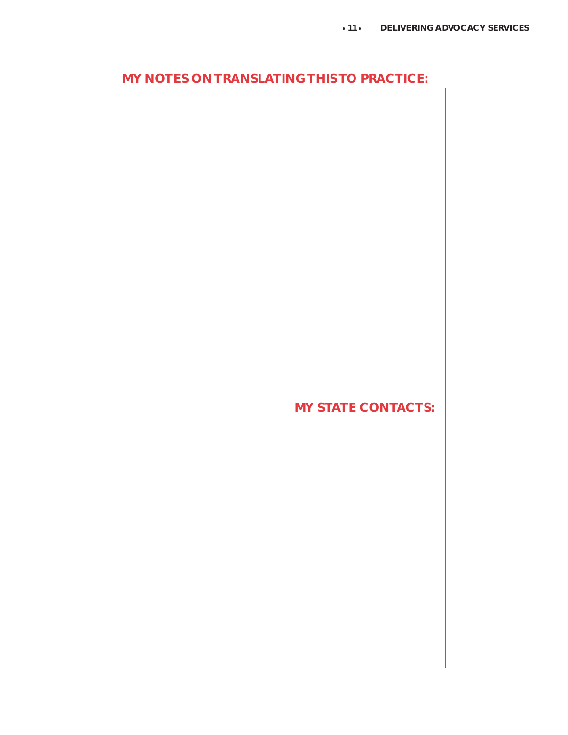## MY NOTES ON TRANSLATING THIS TO PRACTICE:

## MY STATE CONTACTS: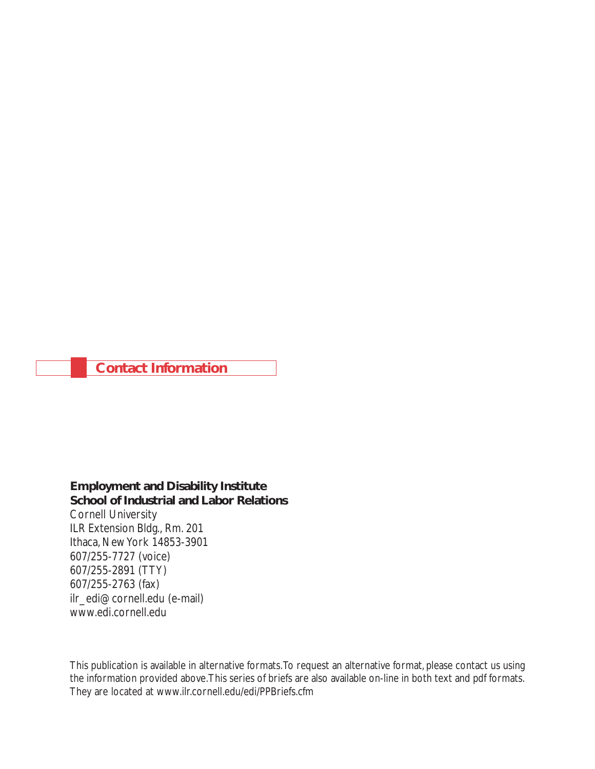## Contact Information

**Employment and Disability Institute**
**School of Industrial and Labor Relations**
Cornell University
ILR Extension Bldg., Rm. 201
Ithaca, New York 14853-3901
607/255-7727 (voice)
607/255-2891 (TTY)
607/255-2763 (fax)
ilr_edi@cornell.edu (e-mail)
www.edi.cornell.edu

This publication is available in alternative formats. To request an alternative format, please contact us using the information provided above. This series of briefs are also available on-line in both text and pdf formats. They are located at www.ilr.cornell.edu/edi/PPBriefs.cfm